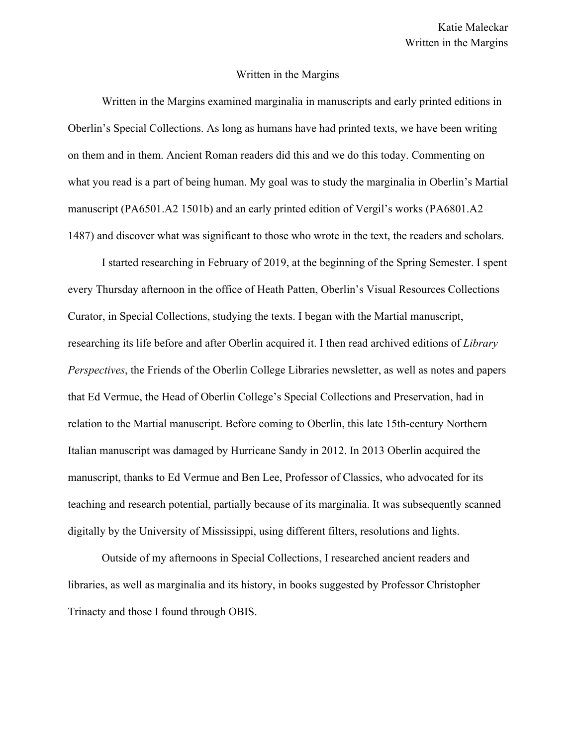# Written in the Margins

Written in the Margins examined marginalia in manuscripts and early printed editions in Oberlin's Special Collections. As long as humans have had printed texts, we have been writing on them and in them. Ancient Roman readers did this and we do this today. Commenting on what you read is a part of being human. My goal was to study the marginalia in Oberlin's Martial manuscript (PA6501.A2 1501b) and an early printed edition of Vergil's works (PA6801.A2 1487) and discover what was significant to those who wrote in the text, the readers and scholars.

I started researching in February of 2019, at the beginning of the Spring Semester. I spent every Thursday afternoon in the office of Heath Patten, Oberlin's Visual Resources Collections Curator, in Special Collections, studying the texts. I began with the Martial manuscript, researching its life before and after Oberlin acquired it. I then read archived editions of *Library Perspectives*, the Friends of the Oberlin College Libraries newsletter, as well as notes and papers that Ed Vermue, the Head of Oberlin College's Special Collections and Preservation, had in relation to the Martial manuscript. Before coming to Oberlin, this late 15th-century Northern Italian manuscript was damaged by Hurricane Sandy in 2012. In 2013 Oberlin acquired the manuscript, thanks to Ed Vermue and Ben Lee, Professor of Classics, who advocated for its teaching and research potential, partially because of its marginalia. It was subsequently scanned digitally by the University of Mississippi, using different filters, resolutions and lights.

Outside of my afternoons in Special Collections, I researched ancient readers and libraries, as well as marginalia and its history, in books suggested by Professor Christopher Trinacty and those I found through OBIS.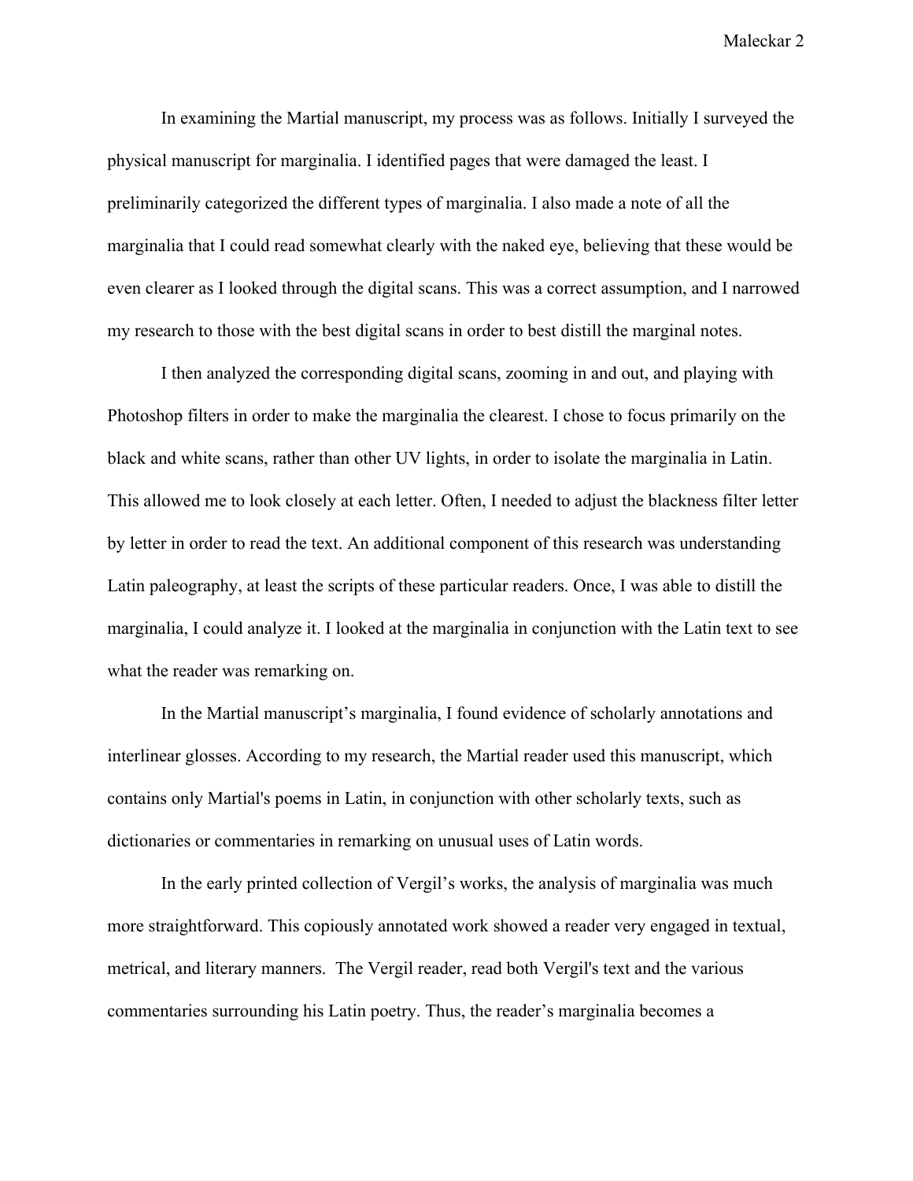In examining the Martial manuscript, my process was as follows. Initially I surveyed the physical manuscript for marginalia. I identified pages that were damaged the least. I preliminarily categorized the different types of marginalia. I also made a note of all the marginalia that I could read somewhat clearly with the naked eye, believing that these would be even clearer as I looked through the digital scans. This was a correct assumption, and I narrowed my research to those with the best digital scans in order to best distill the marginal notes.

I then analyzed the corresponding digital scans, zooming in and out, and playing with Photoshop filters in order to make the marginalia the clearest. I chose to focus primarily on the black and white scans, rather than other UV lights, in order to isolate the marginalia in Latin. This allowed me to look closely at each letter. Often, I needed to adjust the blackness filter letter by letter in order to read the text. An additional component of this research was understanding Latin paleography, at least the scripts of these particular readers. Once, I was able to distill the marginalia, I could analyze it. I looked at the marginalia in conjunction with the Latin text to see what the reader was remarking on.

In the Martial manuscript's marginalia, I found evidence of scholarly annotations and interlinear glosses. According to my research, the Martial reader used this manuscript, which contains only Martial's poems in Latin, in conjunction with other scholarly texts, such as dictionaries or commentaries in remarking on unusual uses of Latin words.

In the early printed collection of Vergil's works, the analysis of marginalia was much more straightforward. This copiously annotated work showed a reader very engaged in textual, metrical, and literary manners. The Vergil reader, read both Vergil's text and the various commentaries surrounding his Latin poetry. Thus, the reader's marginalia becomes a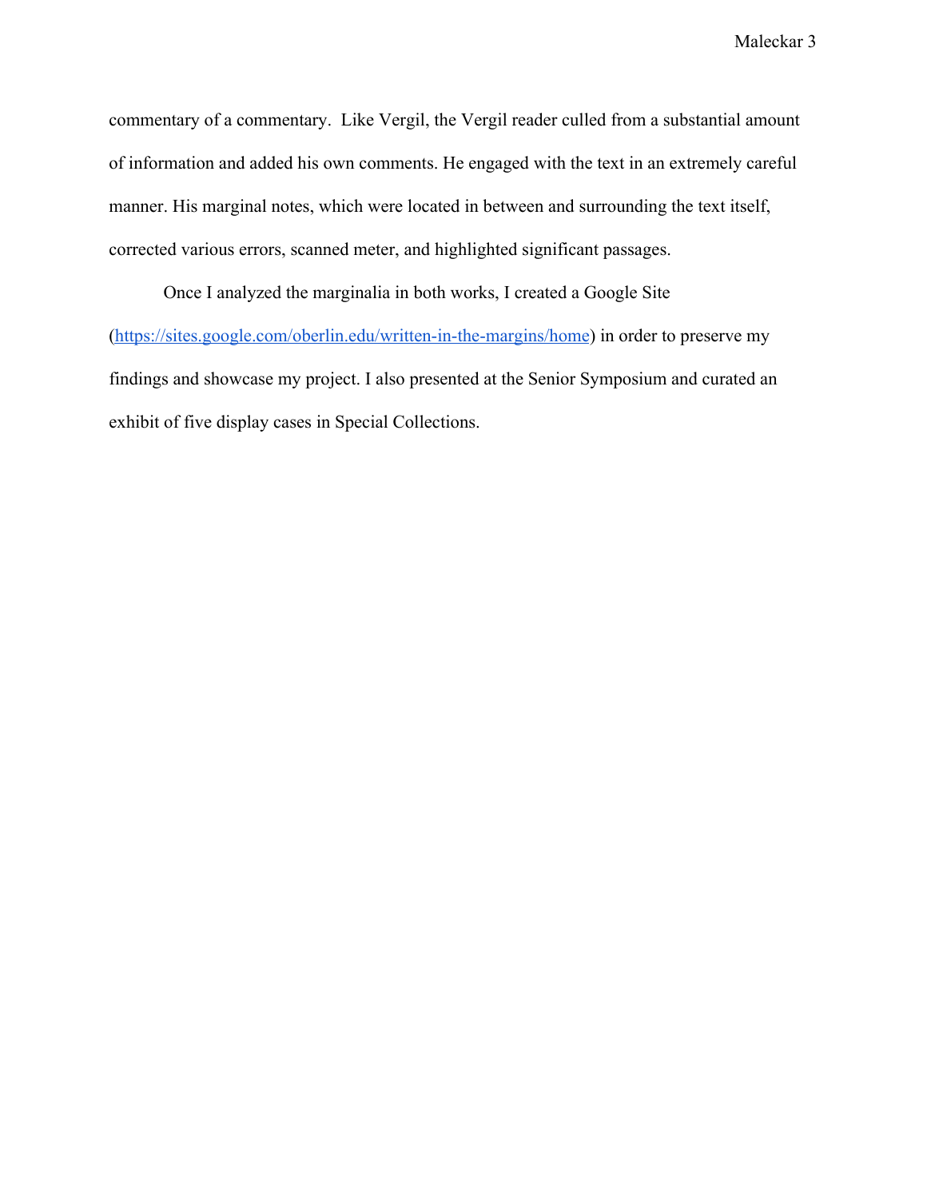commentary of a commentary.  Like Vergil, the Vergil reader culled from a substantial amount of information and added his own comments. He engaged with the text in an extremely careful manner. His marginal notes, which were located in between and surrounding the text itself, corrected various errors, scanned meter, and highlighted significant passages.

Once I analyzed the marginalia in both works, I created a Google Site (https://sites.google.com/oberlin.edu/written-in-the-margins/home) in order to preserve my findings and showcase my project. I also presented at the Senior Symposium and curated an exhibit of five display cases in Special Collections.